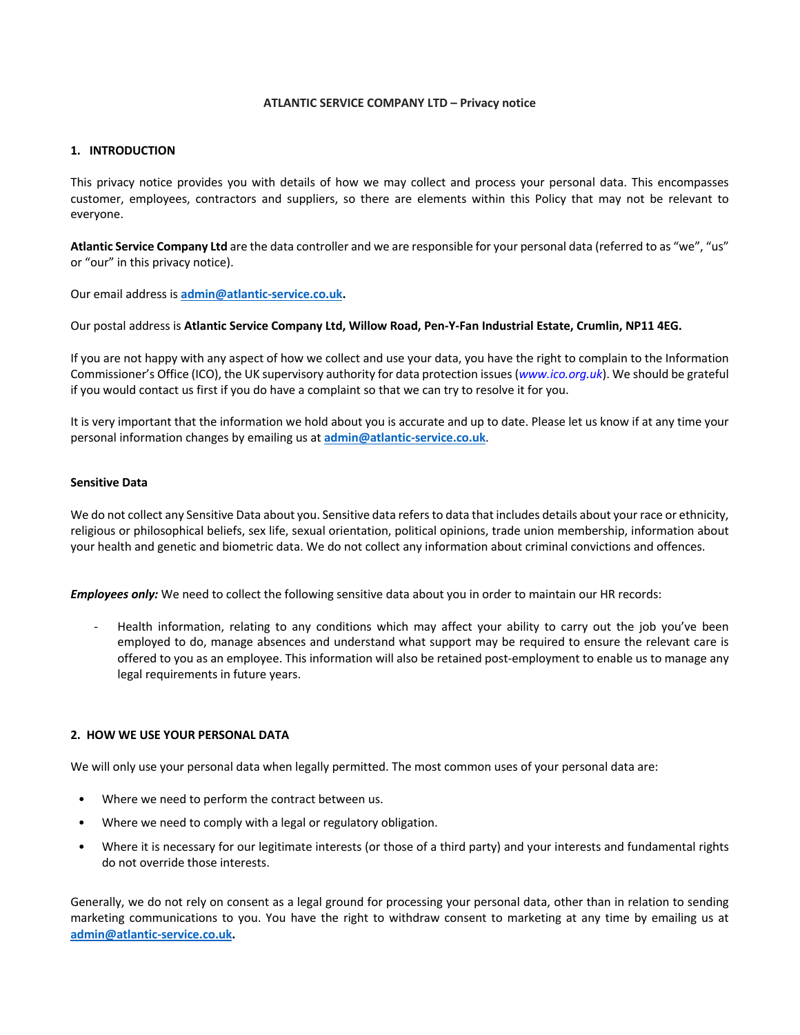# ATLANTIC SERVICE COMPANY LTD – Privacy notice

## 1. INTRODUCTION

This privacy notice provides you with details of how we may collect and process your personal data. This encompasses customer, employees, contractors and suppliers, so there are elements within this Policy that may not be relevant to everyone.

**Atlantic Service Company Ltd** are the data controller and we are responsible for your personal data (referred to as "we", "us" or "our" in this privacy notice).

Our email address is **admin@atlantic-service.co.uk.**

Our postal address is **Atlantic Service Company Ltd, Willow Road, Pen-Y-Fan Industrial Estate, Crumlin, NP11 4EG.**

If you are not happy with any aspect of how we collect and use your data, you have the right to complain to the Information Commissioner's Office (ICO), the UK supervisory authority for data protection issues (*www.ico.org.uk*). We should be grateful if you would contact us first if you do have a complaint so that we can try to resolve it for you.

It is very important that the information we hold about you is accurate and up to date. Please let us know if at any time your personal information changes by emailing us at **admin@atlantic-service.co.uk**.

### Sensitive Data

We do not collect any Sensitive Data about you. Sensitive data refers to data that includes details about your race or ethnicity, religious or philosophical beliefs, sex life, sexual orientation, political opinions, trade union membership, information about your health and genetic and biometric data. We do not collect any information about criminal convictions and offences.

***Employees only:*** We need to collect the following sensitive data about you in order to maintain our HR records:

- Health information, relating to any conditions which may affect your ability to carry out the job you've been employed to do, manage absences and understand what support may be required to ensure the relevant care is offered to you as an employee. This information will also be retained post-employment to enable us to manage any legal requirements in future years.

## 2. HOW WE USE YOUR PERSONAL DATA

We will only use your personal data when legally permitted. The most common uses of your personal data are:

- Where we need to perform the contract between us.
- Where we need to comply with a legal or regulatory obligation.
- Where it is necessary for our legitimate interests (or those of a third party) and your interests and fundamental rights do not override those interests.

Generally, we do not rely on consent as a legal ground for processing your personal data, other than in relation to sending marketing communications to you. You have the right to withdraw consent to marketing at any time by emailing us at **admin@atlantic-service.co.uk.**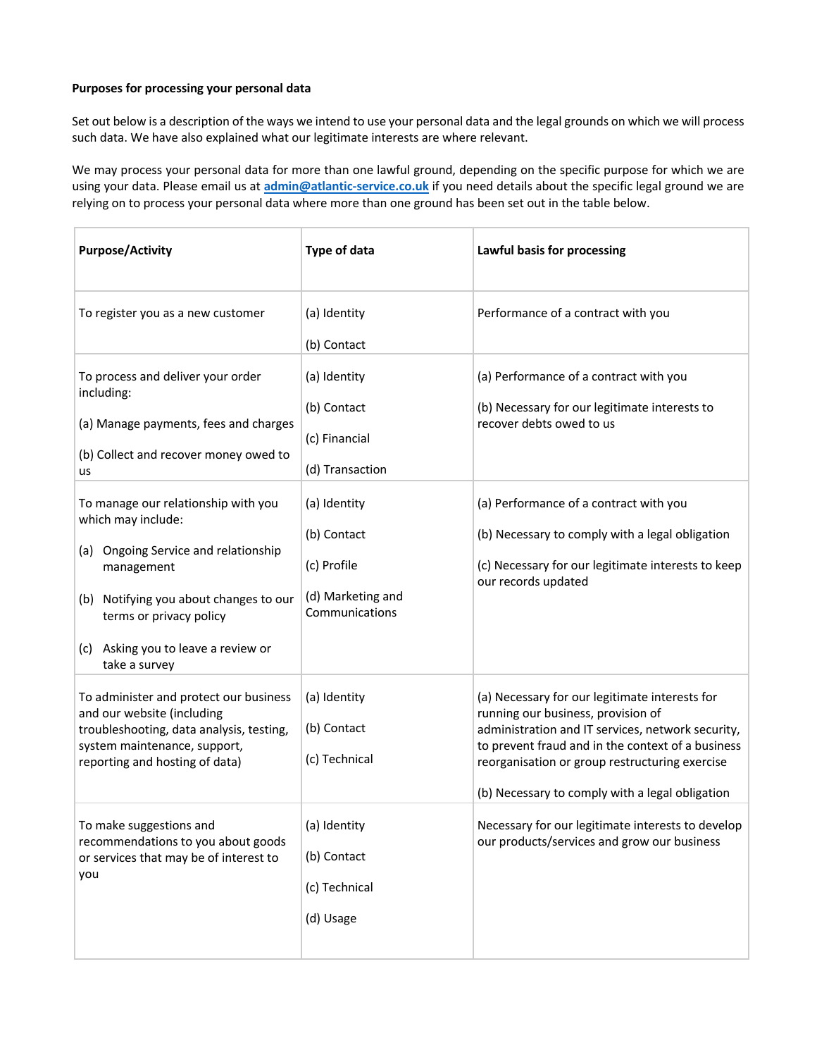**Purposes for processing your personal data**

Set out below is a description of the ways we intend to use your personal data and the legal grounds on which we will process such data. We have also explained what our legitimate interests are where relevant.

We may process your personal data for more than one lawful ground, depending on the specific purpose for which we are using your data. Please email us at admin@atlantic-service.co.uk if you need details about the specific legal ground we are relying on to process your personal data where more than one ground has been set out in the table below.

| Purpose/Activity | Type of data | Lawful basis for processing |
|---|---|---|
| To register you as a new customer | (a) Identity<br><br>(b) Contact | Performance of a contract with you |
| To process and deliver your order including:<br><br>(a) Manage payments, fees and charges<br><br>(b) Collect and recover money owed to us | (a) Identity<br><br>(b) Contact<br><br>(c) Financial<br><br>(d) Transaction | (a) Performance of a contract with you<br><br>(b) Necessary for our legitimate interests to recover debts owed to us |
| To manage our relationship with you which may include:<br><br>(a) Ongoing Service and relationship management<br><br>(b) Notifying you about changes to our terms or privacy policy<br><br>(c) Asking you to leave a review or take a survey | (a) Identity<br><br>(b) Contact<br><br>(c) Profile<br><br>(d) Marketing and Communications | (a) Performance of a contract with you<br><br>(b) Necessary to comply with a legal obligation<br><br>(c) Necessary for our legitimate interests to keep our records updated |
| To administer and protect our business and our website (including troubleshooting, data analysis, testing, system maintenance, support, reporting and hosting of data) | (a) Identity<br><br>(b) Contact<br><br>(c) Technical | (a) Necessary for our legitimate interests for running our business, provision of administration and IT services, network security, to prevent fraud and in the context of a business reorganisation or group restructuring exercise<br><br>(b) Necessary to comply with a legal obligation |
| To make suggestions and recommendations to you about goods or services that may be of interest to you | (a) Identity<br><br>(b) Contact<br><br>(c) Technical<br><br>(d) Usage | Necessary for our legitimate interests to develop our products/services and grow our business |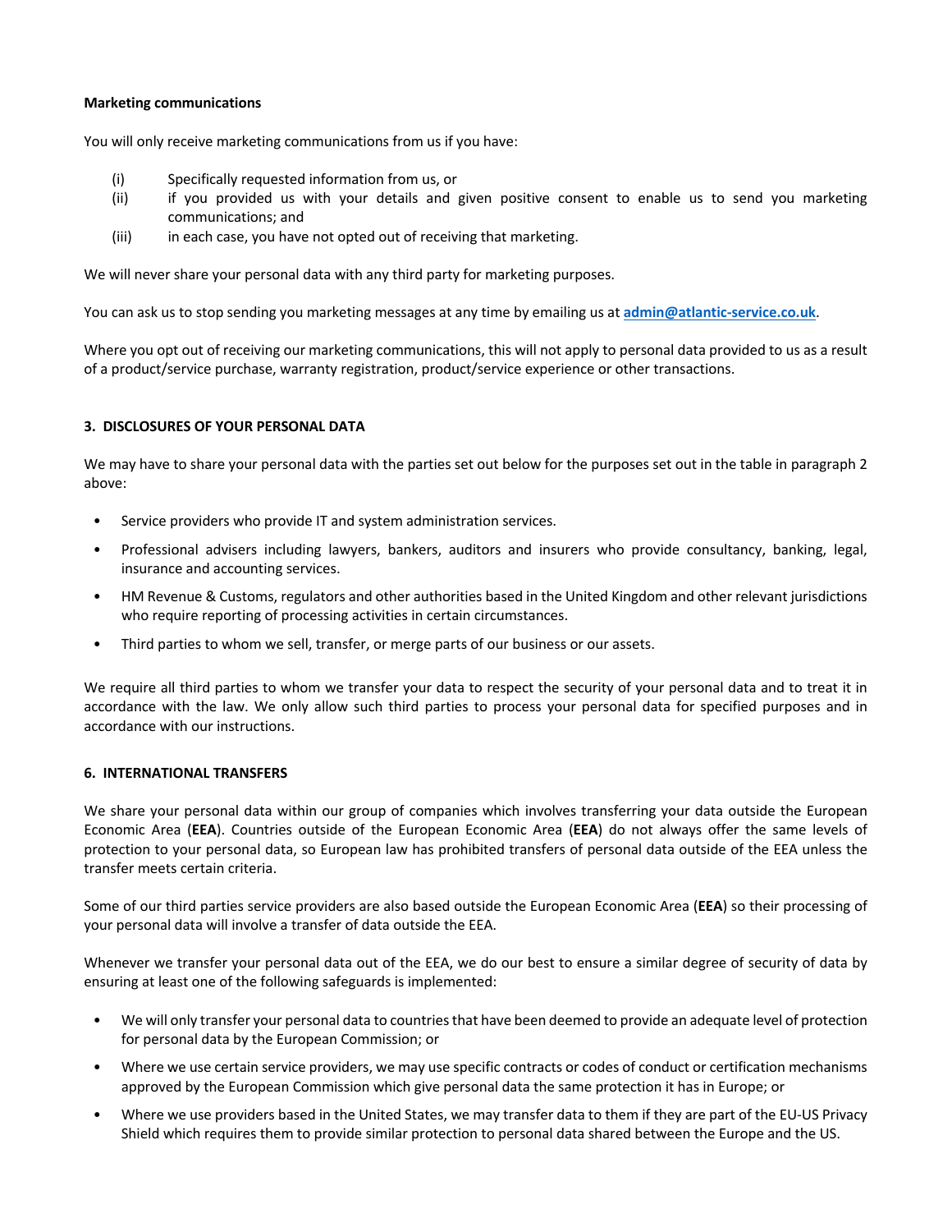**Marketing communications**

You will only receive marketing communications from us if you have:

(i) Specifically requested information from us, or
(ii) if you provided us with your details and given positive consent to enable us to send you marketing communications; and
(iii) in each case, you have not opted out of receiving that marketing.

We will never share your personal data with any third party for marketing purposes.

You can ask us to stop sending you marketing messages at any time by emailing us at **admin@atlantic-service.co.uk**.

Where you opt out of receiving our marketing communications, this will not apply to personal data provided to us as a result of a product/service purchase, warranty registration, product/service experience or other transactions.

**3. DISCLOSURES OF YOUR PERSONAL DATA**

We may have to share your personal data with the parties set out below for the purposes set out in the table in paragraph 2 above:

- Service providers who provide IT and system administration services.
- Professional advisers including lawyers, bankers, auditors and insurers who provide consultancy, banking, legal, insurance and accounting services.
- HM Revenue & Customs, regulators and other authorities based in the United Kingdom and other relevant jurisdictions who require reporting of processing activities in certain circumstances.
- Third parties to whom we sell, transfer, or merge parts of our business or our assets.

We require all third parties to whom we transfer your data to respect the security of your personal data and to treat it in accordance with the law. We only allow such third parties to process your personal data for specified purposes and in accordance with our instructions.

**6. INTERNATIONAL TRANSFERS**

We share your personal data within our group of companies which involves transferring your data outside the European Economic Area (**EEA**). Countries outside of the European Economic Area (**EEA**) do not always offer the same levels of protection to your personal data, so European law has prohibited transfers of personal data outside of the EEA unless the transfer meets certain criteria.

Some of our third parties service providers are also based outside the European Economic Area (**EEA**) so their processing of your personal data will involve a transfer of data outside the EEA.

Whenever we transfer your personal data out of the EEA, we do our best to ensure a similar degree of security of data by ensuring at least one of the following safeguards is implemented:

- We will only transfer your personal data to countries that have been deemed to provide an adequate level of protection for personal data by the European Commission; or
- Where we use certain service providers, we may use specific contracts or codes of conduct or certification mechanisms approved by the European Commission which give personal data the same protection it has in Europe; or
- Where we use providers based in the United States, we may transfer data to them if they are part of the EU-US Privacy Shield which requires them to provide similar protection to personal data shared between the Europe and the US.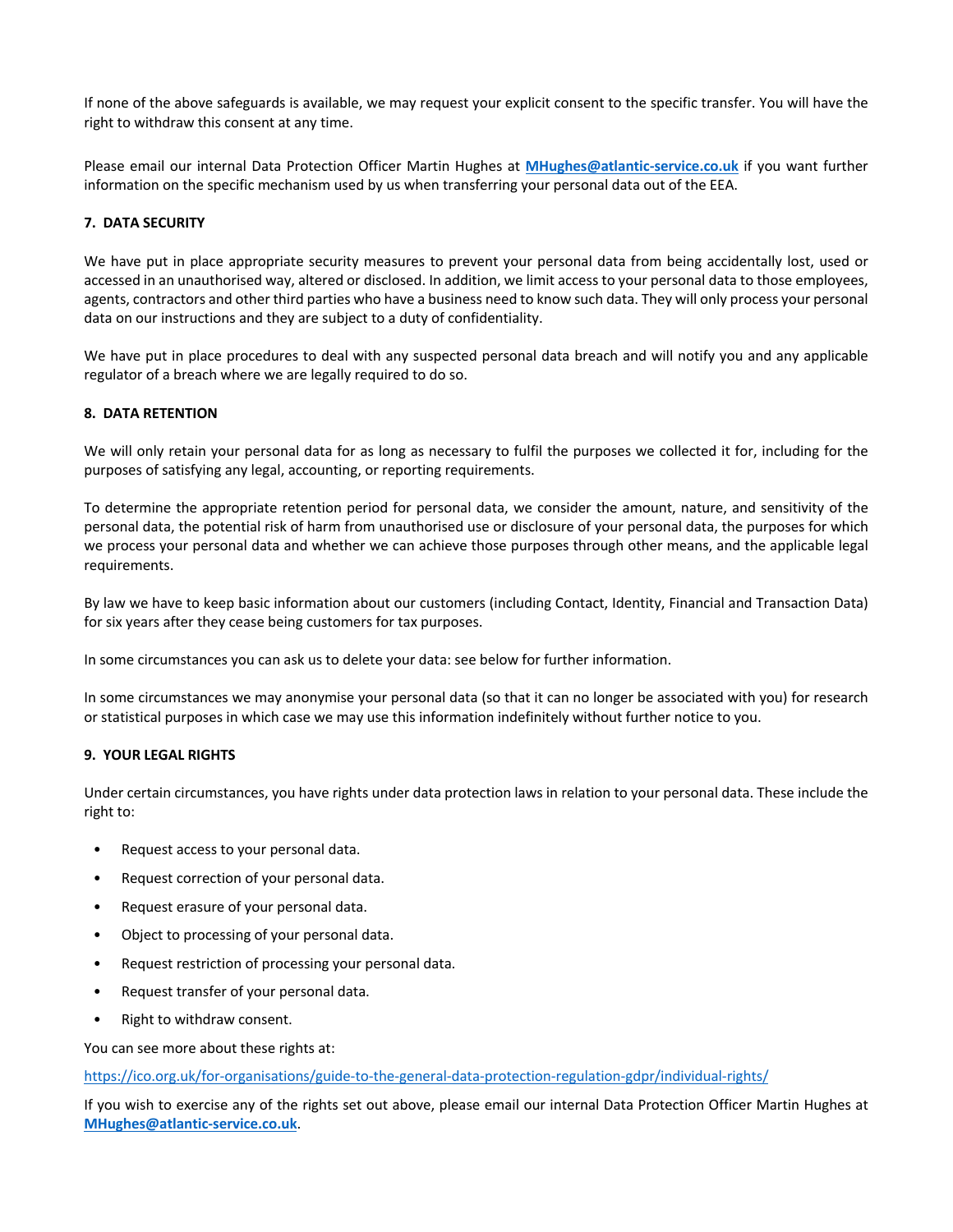If none of the above safeguards is available, we may request your explicit consent to the specific transfer. You will have the right to withdraw this consent at any time.

Please email our internal Data Protection Officer Martin Hughes at **MHughes@atlantic-service.co.uk** if you want further information on the specific mechanism used by us when transferring your personal data out of the EEA.

## 7. DATA SECURITY

We have put in place appropriate security measures to prevent your personal data from being accidentally lost, used or accessed in an unauthorised way, altered or disclosed. In addition, we limit access to your personal data to those employees, agents, contractors and other third parties who have a business need to know such data. They will only process your personal data on our instructions and they are subject to a duty of confidentiality.

We have put in place procedures to deal with any suspected personal data breach and will notify you and any applicable regulator of a breach where we are legally required to do so.

## 8. DATA RETENTION

We will only retain your personal data for as long as necessary to fulfil the purposes we collected it for, including for the purposes of satisfying any legal, accounting, or reporting requirements.

To determine the appropriate retention period for personal data, we consider the amount, nature, and sensitivity of the personal data, the potential risk of harm from unauthorised use or disclosure of your personal data, the purposes for which we process your personal data and whether we can achieve those purposes through other means, and the applicable legal requirements.

By law we have to keep basic information about our customers (including Contact, Identity, Financial and Transaction Data) for six years after they cease being customers for tax purposes.

In some circumstances you can ask us to delete your data: see below for further information.

In some circumstances we may anonymise your personal data (so that it can no longer be associated with you) for research or statistical purposes in which case we may use this information indefinitely without further notice to you.

## 9. YOUR LEGAL RIGHTS

Under certain circumstances, you have rights under data protection laws in relation to your personal data. These include the right to:

- Request access to your personal data.
- Request correction of your personal data.
- Request erasure of your personal data.
- Object to processing of your personal data.
- Request restriction of processing your personal data.
- Request transfer of your personal data.
- Right to withdraw consent.

You can see more about these rights at:

https://ico.org.uk/for-organisations/guide-to-the-general-data-protection-regulation-gdpr/individual-rights/

If you wish to exercise any of the rights set out above, please email our internal Data Protection Officer Martin Hughes at **MHughes@atlantic-service.co.uk**.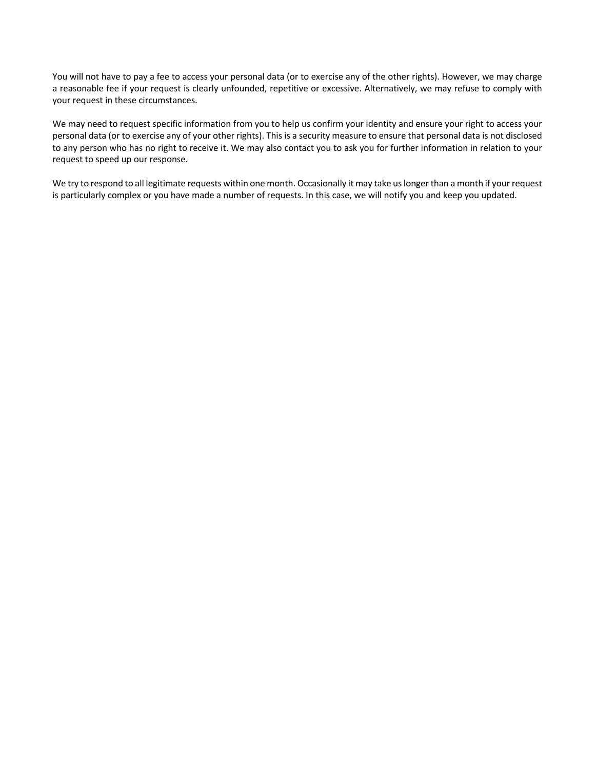You will not have to pay a fee to access your personal data (or to exercise any of the other rights). However, we may charge a reasonable fee if your request is clearly unfounded, repetitive or excessive. Alternatively, we may refuse to comply with your request in these circumstances.

We may need to request specific information from you to help us confirm your identity and ensure your right to access your personal data (or to exercise any of your other rights). This is a security measure to ensure that personal data is not disclosed to any person who has no right to receive it. We may also contact you to ask you for further information in relation to your request to speed up our response.

We try to respond to all legitimate requests within one month. Occasionally it may take us longer than a month if your request is particularly complex or you have made a number of requests. In this case, we will notify you and keep you updated.